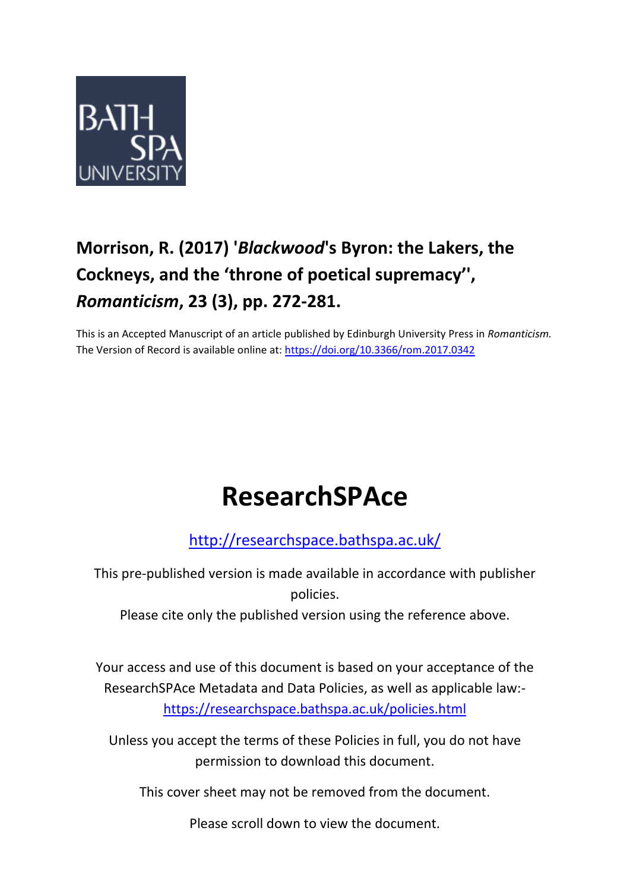BATH SPA UNIVERSITY

**Morrison, R. (2017) '*Blackwood*'s Byron: the Lakers, the Cockneys, and the 'throne of poetical supremacy'', *Romanticism*, 23 (3), pp. 272-281.**

This is an Accepted Manuscript of an article published by Edinburgh University Press in *Romanticism.* The Version of Record is available online at: https://doi.org/10.3366/rom.2017.0342

# ResearchSPAce

http://researchspace.bathspa.ac.uk/

This pre-published version is made available in accordance with publisher policies.

Please cite only the published version using the reference above.

Your access and use of this document is based on your acceptance of the ResearchSPAce Metadata and Data Policies, as well as applicable law:- https://researchspace.bathspa.ac.uk/policies.html

Unless you accept the terms of these Policies in full, you do not have permission to download this document.

This cover sheet may not be removed from the document.

Please scroll down to view the document.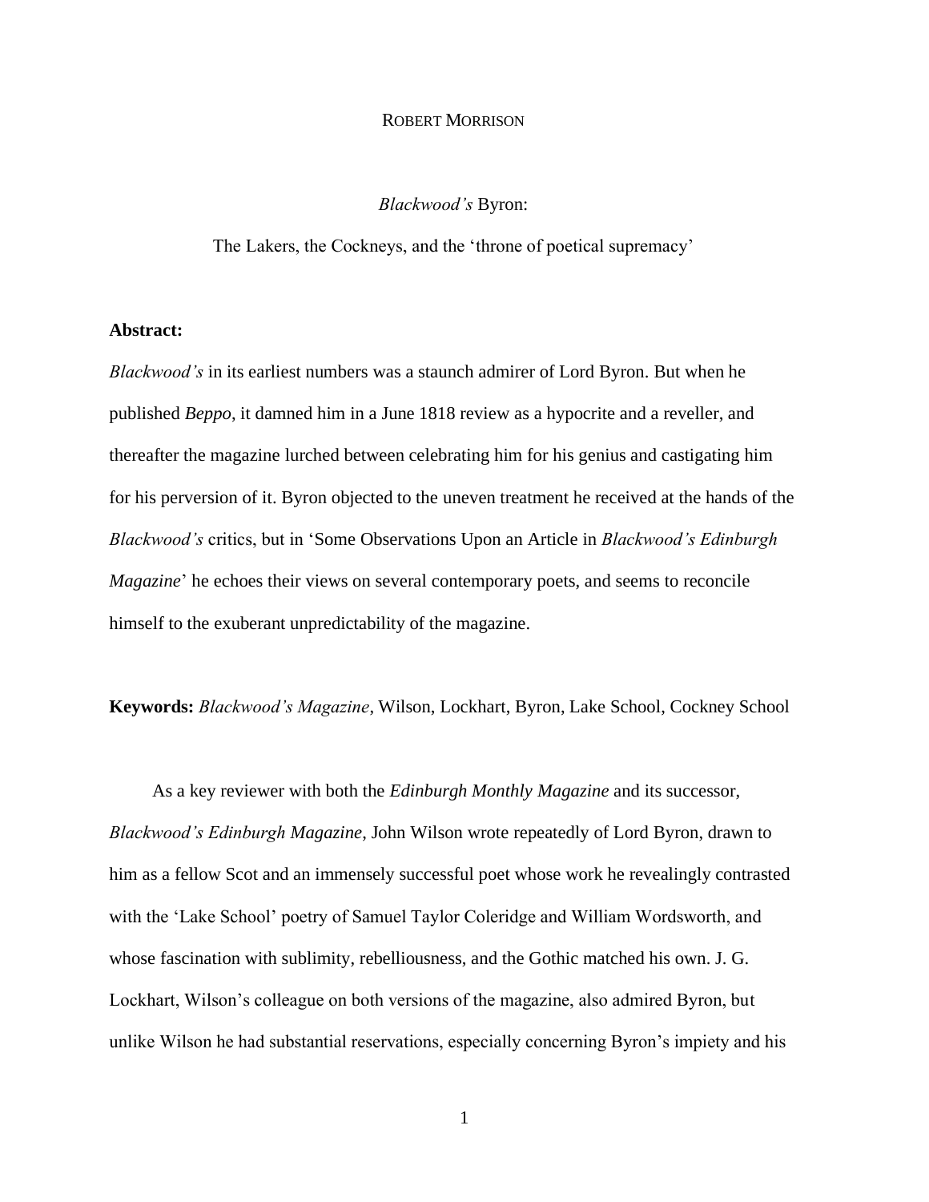ROBERT MORRISON

*Blackwood's* Byron:

The Lakers, the Cockneys, and the 'throne of poetical supremacy'

**Abstract:**

*Blackwood's* in its earliest numbers was a staunch admirer of Lord Byron. But when he published *Beppo*, it damned him in a June 1818 review as a hypocrite and a reveller, and thereafter the magazine lurched between celebrating him for his genius and castigating him for his perversion of it. Byron objected to the uneven treatment he received at the hands of the *Blackwood's* critics, but in 'Some Observations Upon an Article in *Blackwood's Edinburgh Magazine*' he echoes their views on several contemporary poets, and seems to reconcile himself to the exuberant unpredictability of the magazine.

**Keywords:** *Blackwood's Magazine*, Wilson, Lockhart, Byron, Lake School, Cockney School

As a key reviewer with both the *Edinburgh Monthly Magazine* and its successor, *Blackwood's Edinburgh Magazine*, John Wilson wrote repeatedly of Lord Byron, drawn to him as a fellow Scot and an immensely successful poet whose work he revealingly contrasted with the 'Lake School' poetry of Samuel Taylor Coleridge and William Wordsworth, and whose fascination with sublimity, rebelliousness, and the Gothic matched his own. J. G. Lockhart, Wilson's colleague on both versions of the magazine, also admired Byron, but unlike Wilson he had substantial reservations, especially concerning Byron's impiety and his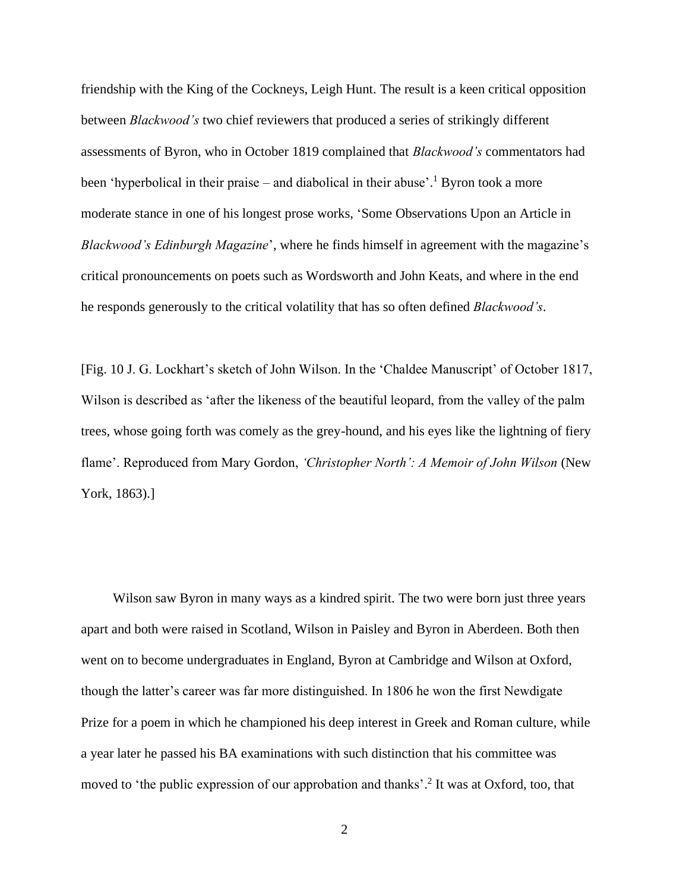friendship with the King of the Cockneys, Leigh Hunt. The result is a keen critical opposition between *Blackwood's* two chief reviewers that produced a series of strikingly different assessments of Byron, who in October 1819 complained that *Blackwood's* commentators had been 'hyperbolical in their praise – and diabolical in their abuse'.[1] Byron took a more moderate stance in one of his longest prose works, 'Some Observations Upon an Article in *Blackwood's Edinburgh Magazine*', where he finds himself in agreement with the magazine's critical pronouncements on poets such as Wordsworth and John Keats, and where in the end he responds generously to the critical volatility that has so often defined *Blackwood's*.

[Fig. 10 J. G. Lockhart's sketch of John Wilson. In the 'Chaldee Manuscript' of October 1817, Wilson is described as 'after the likeness of the beautiful leopard, from the valley of the palm trees, whose going forth was comely as the grey-hound, and his eyes like the lightning of fiery flame'. Reproduced from Mary Gordon, *'Christopher North': A Memoir of John Wilson* (New York, 1863).]

Wilson saw Byron in many ways as a kindred spirit. The two were born just three years apart and both were raised in Scotland, Wilson in Paisley and Byron in Aberdeen. Both then went on to become undergraduates in England, Byron at Cambridge and Wilson at Oxford, though the latter's career was far more distinguished. In 1806 he won the first Newdigate Prize for a poem in which he championed his deep interest in Greek and Roman culture, while a year later he passed his BA examinations with such distinction that his committee was moved to 'the public expression of our approbation and thanks'.[2] It was at Oxford, too, that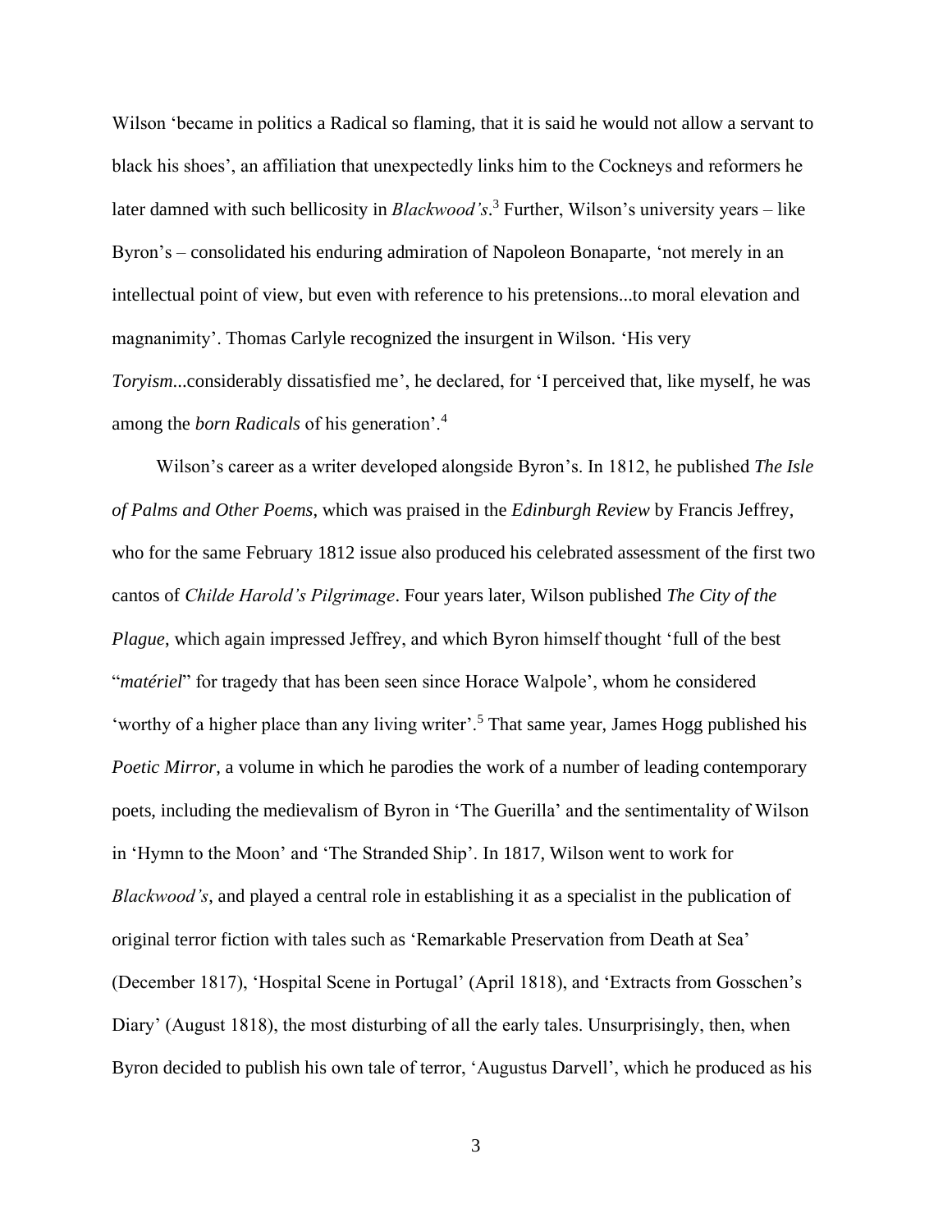Wilson 'became in politics a Radical so flaming, that it is said he would not allow a servant to black his shoes', an affiliation that unexpectedly links him to the Cockneys and reformers he later damned with such bellicosity in *Blackwood's*.[3] Further, Wilson's university years – like Byron's – consolidated his enduring admiration of Napoleon Bonaparte, 'not merely in an intellectual point of view, but even with reference to his pretensions...to moral elevation and magnanimity'. Thomas Carlyle recognized the insurgent in Wilson. 'His very *Toryism*...considerably dissatisfied me', he declared, for 'I perceived that, like myself, he was among the *born Radicals* of his generation'.[4]

Wilson's career as a writer developed alongside Byron's. In 1812, he published *The Isle of Palms and Other Poems*, which was praised in the *Edinburgh Review* by Francis Jeffrey, who for the same February 1812 issue also produced his celebrated assessment of the first two cantos of *Childe Harold's Pilgrimage*. Four years later, Wilson published *The City of the Plague*, which again impressed Jeffrey, and which Byron himself thought 'full of the best "*matériel*" for tragedy that has been seen since Horace Walpole', whom he considered 'worthy of a higher place than any living writer'.[5] That same year, James Hogg published his *Poetic Mirror*, a volume in which he parodies the work of a number of leading contemporary poets, including the medievalism of Byron in 'The Guerilla' and the sentimentality of Wilson in 'Hymn to the Moon' and 'The Stranded Ship'. In 1817, Wilson went to work for *Blackwood's*, and played a central role in establishing it as a specialist in the publication of original terror fiction with tales such as 'Remarkable Preservation from Death at Sea' (December 1817), 'Hospital Scene in Portugal' (April 1818), and 'Extracts from Gosschen's Diary' (August 1818), the most disturbing of all the early tales. Unsurprisingly, then, when Byron decided to publish his own tale of terror, 'Augustus Darvell', which he produced as his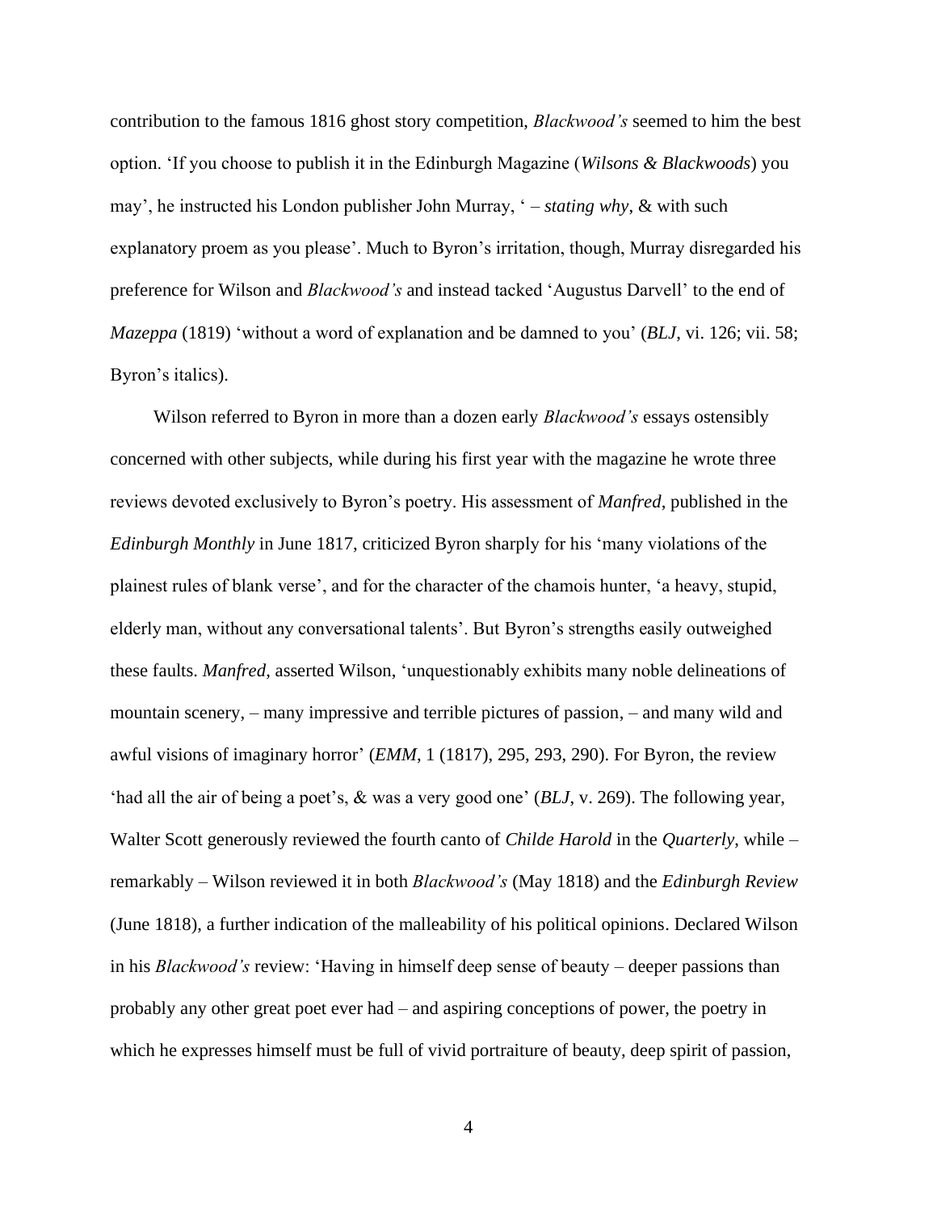contribution to the famous 1816 ghost story competition, *Blackwood's* seemed to him the best option. 'If you choose to publish it in the Edinburgh Magazine (*Wilsons & Blackwoods*) you may', he instructed his London publisher John Murray, ' – *stating why*, & with such explanatory proem as you please'. Much to Byron's irritation, though, Murray disregarded his preference for Wilson and *Blackwood's* and instead tacked 'Augustus Darvell' to the end of *Mazeppa* (1819) 'without a word of explanation and be damned to you' (*BLJ*, vi. 126; vii. 58; Byron's italics).

Wilson referred to Byron in more than a dozen early *Blackwood's* essays ostensibly concerned with other subjects, while during his first year with the magazine he wrote three reviews devoted exclusively to Byron's poetry. His assessment of *Manfred*, published in the *Edinburgh Monthly* in June 1817, criticized Byron sharply for his 'many violations of the plainest rules of blank verse', and for the character of the chamois hunter, 'a heavy, stupid, elderly man, without any conversational talents'. But Byron's strengths easily outweighed these faults. *Manfred*, asserted Wilson, 'unquestionably exhibits many noble delineations of mountain scenery, – many impressive and terrible pictures of passion, – and many wild and awful visions of imaginary horror' (*EMM*, 1 (1817), 295, 293, 290). For Byron, the review 'had all the air of being a poet's, & was a very good one' (*BLJ*, v. 269). The following year, Walter Scott generously reviewed the fourth canto of *Childe Harold* in the *Quarterly*, while – remarkably – Wilson reviewed it in both *Blackwood's* (May 1818) and the *Edinburgh Review* (June 1818), a further indication of the malleability of his political opinions. Declared Wilson in his *Blackwood's* review: 'Having in himself deep sense of beauty – deeper passions than probably any other great poet ever had – and aspiring conceptions of power, the poetry in which he expresses himself must be full of vivid portraiture of beauty, deep spirit of passion,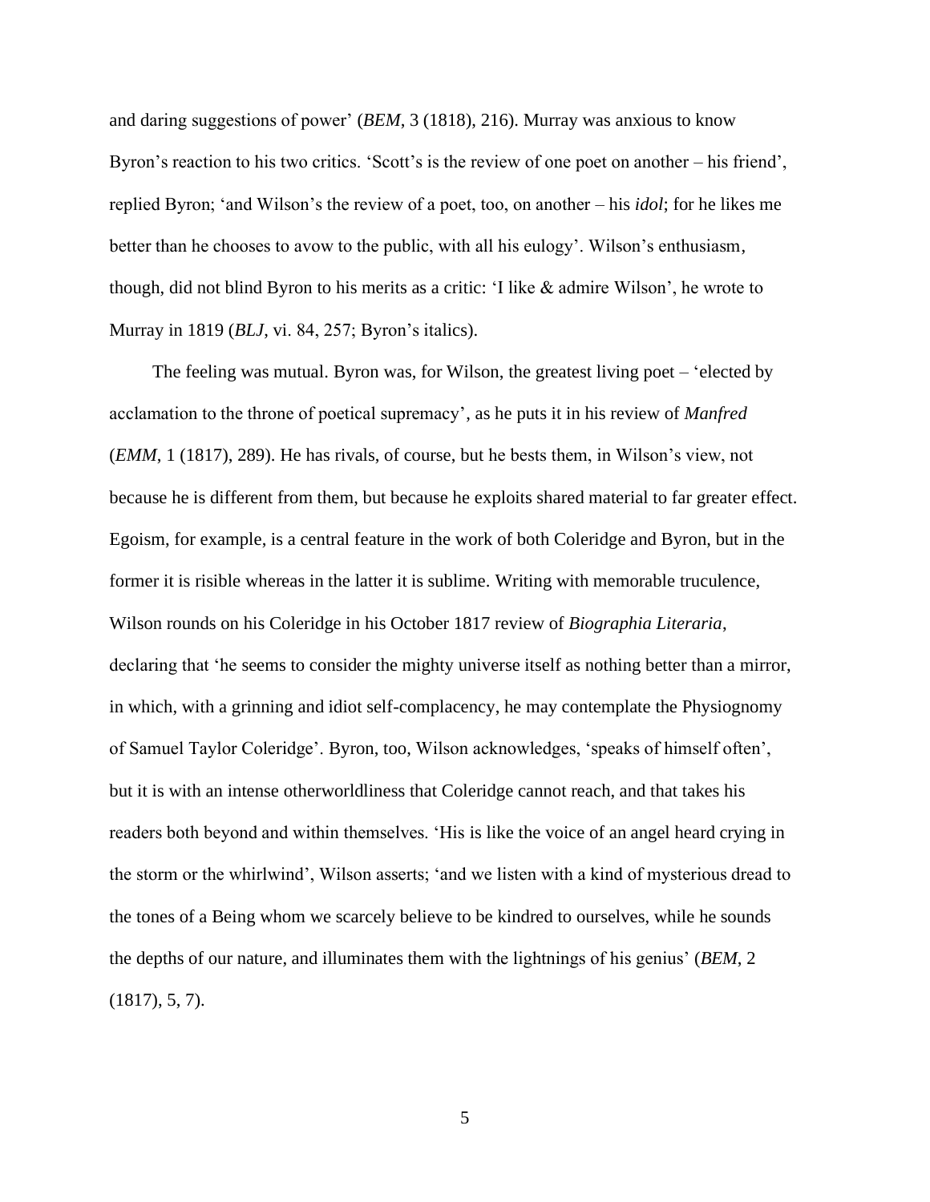and daring suggestions of power' (*BEM*, 3 (1818), 216). Murray was anxious to know Byron's reaction to his two critics. 'Scott's is the review of one poet on another – his friend', replied Byron; 'and Wilson's the review of a poet, too, on another – his *idol*; for he likes me better than he chooses to avow to the public, with all his eulogy'. Wilson's enthusiasm, though, did not blind Byron to his merits as a critic: 'I like & admire Wilson', he wrote to Murray in 1819 (*BLJ*, vi. 84, 257; Byron's italics).

The feeling was mutual. Byron was, for Wilson, the greatest living poet – 'elected by acclamation to the throne of poetical supremacy', as he puts it in his review of *Manfred* (*EMM*, 1 (1817), 289). He has rivals, of course, but he bests them, in Wilson's view, not because he is different from them, but because he exploits shared material to far greater effect. Egoism, for example, is a central feature in the work of both Coleridge and Byron, but in the former it is risible whereas in the latter it is sublime. Writing with memorable truculence, Wilson rounds on his Coleridge in his October 1817 review of *Biographia Literaria*, declaring that 'he seems to consider the mighty universe itself as nothing better than a mirror, in which, with a grinning and idiot self-complacency, he may contemplate the Physiognomy of Samuel Taylor Coleridge'. Byron, too, Wilson acknowledges, 'speaks of himself often', but it is with an intense otherworldliness that Coleridge cannot reach, and that takes his readers both beyond and within themselves. 'His is like the voice of an angel heard crying in the storm or the whirlwind', Wilson asserts; 'and we listen with a kind of mysterious dread to the tones of a Being whom we scarcely believe to be kindred to ourselves, while he sounds the depths of our nature, and illuminates them with the lightnings of his genius' (*BEM*, 2 (1817), 5, 7).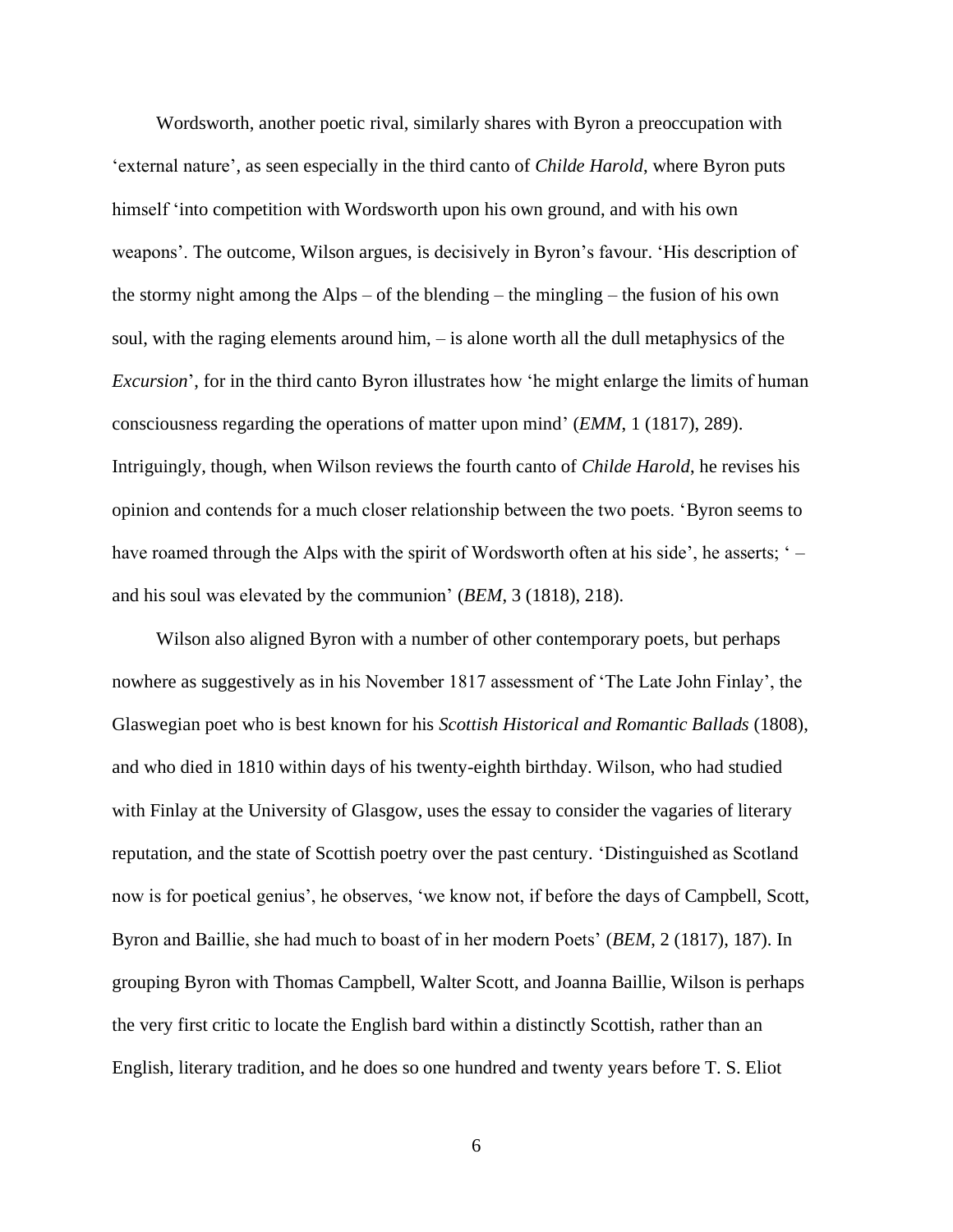Wordsworth, another poetic rival, similarly shares with Byron a preoccupation with 'external nature', as seen especially in the third canto of *Childe Harold*, where Byron puts himself 'into competition with Wordsworth upon his own ground, and with his own weapons'. The outcome, Wilson argues, is decisively in Byron's favour. 'His description of the stormy night among the Alps – of the blending – the mingling – the fusion of his own soul, with the raging elements around him, – is alone worth all the dull metaphysics of the *Excursion*', for in the third canto Byron illustrates how 'he might enlarge the limits of human consciousness regarding the operations of matter upon mind' (*EMM*, 1 (1817), 289). Intriguingly, though, when Wilson reviews the fourth canto of *Childe Harold*, he revises his opinion and contends for a much closer relationship between the two poets. 'Byron seems to have roamed through the Alps with the spirit of Wordsworth often at his side', he asserts; ' – and his soul was elevated by the communion' (*BEM*, 3 (1818), 218).

Wilson also aligned Byron with a number of other contemporary poets, but perhaps nowhere as suggestively as in his November 1817 assessment of 'The Late John Finlay', the Glaswegian poet who is best known for his *Scottish Historical and Romantic Ballads* (1808), and who died in 1810 within days of his twenty-eighth birthday. Wilson, who had studied with Finlay at the University of Glasgow, uses the essay to consider the vagaries of literary reputation, and the state of Scottish poetry over the past century. 'Distinguished as Scotland now is for poetical genius', he observes, 'we know not, if before the days of Campbell, Scott, Byron and Baillie, she had much to boast of in her modern Poets' (*BEM*, 2 (1817), 187). In grouping Byron with Thomas Campbell, Walter Scott, and Joanna Baillie, Wilson is perhaps the very first critic to locate the English bard within a distinctly Scottish, rather than an English, literary tradition, and he does so one hundred and twenty years before T. S. Eliot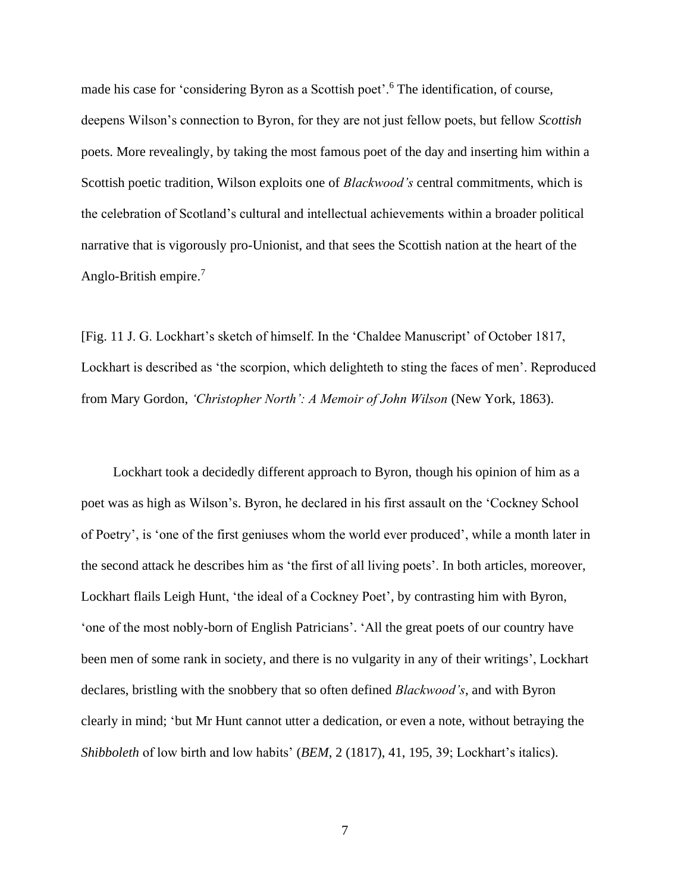made his case for 'considering Byron as a Scottish poet'.[6] The identification, of course, deepens Wilson's connection to Byron, for they are not just fellow poets, but fellow *Scottish* poets. More revealingly, by taking the most famous poet of the day and inserting him within a Scottish poetic tradition, Wilson exploits one of *Blackwood's* central commitments, which is the celebration of Scotland's cultural and intellectual achievements within a broader political narrative that is vigorously pro-Unionist, and that sees the Scottish nation at the heart of the Anglo-British empire.[7]

[Fig. 11 J. G. Lockhart's sketch of himself. In the 'Chaldee Manuscript' of October 1817, Lockhart is described as 'the scorpion, which delighteth to sting the faces of men'. Reproduced from Mary Gordon, *'Christopher North': A Memoir of John Wilson* (New York, 1863).

Lockhart took a decidedly different approach to Byron, though his opinion of him as a poet was as high as Wilson's. Byron, he declared in his first assault on the 'Cockney School of Poetry', is 'one of the first geniuses whom the world ever produced', while a month later in the second attack he describes him as 'the first of all living poets'. In both articles, moreover, Lockhart flails Leigh Hunt, 'the ideal of a Cockney Poet', by contrasting him with Byron, 'one of the most nobly-born of English Patricians'. 'All the great poets of our country have been men of some rank in society, and there is no vulgarity in any of their writings', Lockhart declares, bristling with the snobbery that so often defined *Blackwood's*, and with Byron clearly in mind; 'but Mr Hunt cannot utter a dedication, or even a note, without betraying the *Shibboleth* of low birth and low habits' (*BEM*, 2 (1817), 41, 195, 39; Lockhart's italics).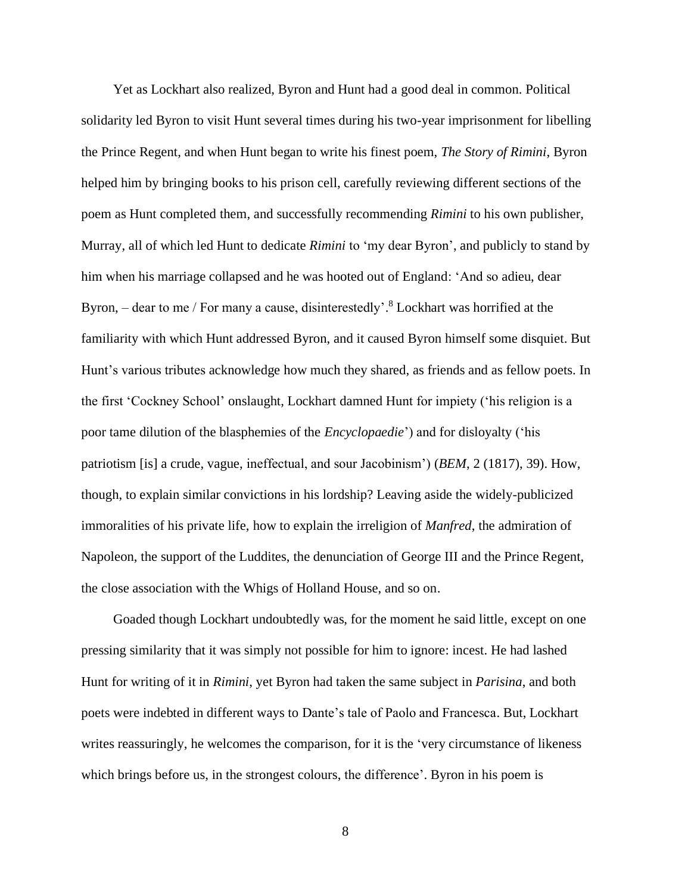Yet as Lockhart also realized, Byron and Hunt had a good deal in common. Political solidarity led Byron to visit Hunt several times during his two-year imprisonment for libelling the Prince Regent, and when Hunt began to write his finest poem, *The Story of Rimini*, Byron helped him by bringing books to his prison cell, carefully reviewing different sections of the poem as Hunt completed them, and successfully recommending *Rimini* to his own publisher, Murray, all of which led Hunt to dedicate *Rimini* to 'my dear Byron', and publicly to stand by him when his marriage collapsed and he was hooted out of England: 'And so adieu, dear Byron, – dear to me / For many a cause, disinterestedly'.[8] Lockhart was horrified at the familiarity with which Hunt addressed Byron, and it caused Byron himself some disquiet. But Hunt's various tributes acknowledge how much they shared, as friends and as fellow poets. In the first 'Cockney School' onslaught, Lockhart damned Hunt for impiety ('his religion is a poor tame dilution of the blasphemies of the *Encyclopaedie*') and for disloyalty ('his patriotism [is] a crude, vague, ineffectual, and sour Jacobinism') (*BEM*, 2 (1817), 39). How, though, to explain similar convictions in his lordship? Leaving aside the widely-publicized immoralities of his private life, how to explain the irreligion of *Manfred*, the admiration of Napoleon, the support of the Luddites, the denunciation of George III and the Prince Regent, the close association with the Whigs of Holland House, and so on.

Goaded though Lockhart undoubtedly was, for the moment he said little, except on one pressing similarity that it was simply not possible for him to ignore: incest. He had lashed Hunt for writing of it in *Rimini*, yet Byron had taken the same subject in *Parisina*, and both poets were indebted in different ways to Dante's tale of Paolo and Francesca. But, Lockhart writes reassuringly, he welcomes the comparison, for it is the 'very circumstance of likeness which brings before us, in the strongest colours, the difference'. Byron in his poem is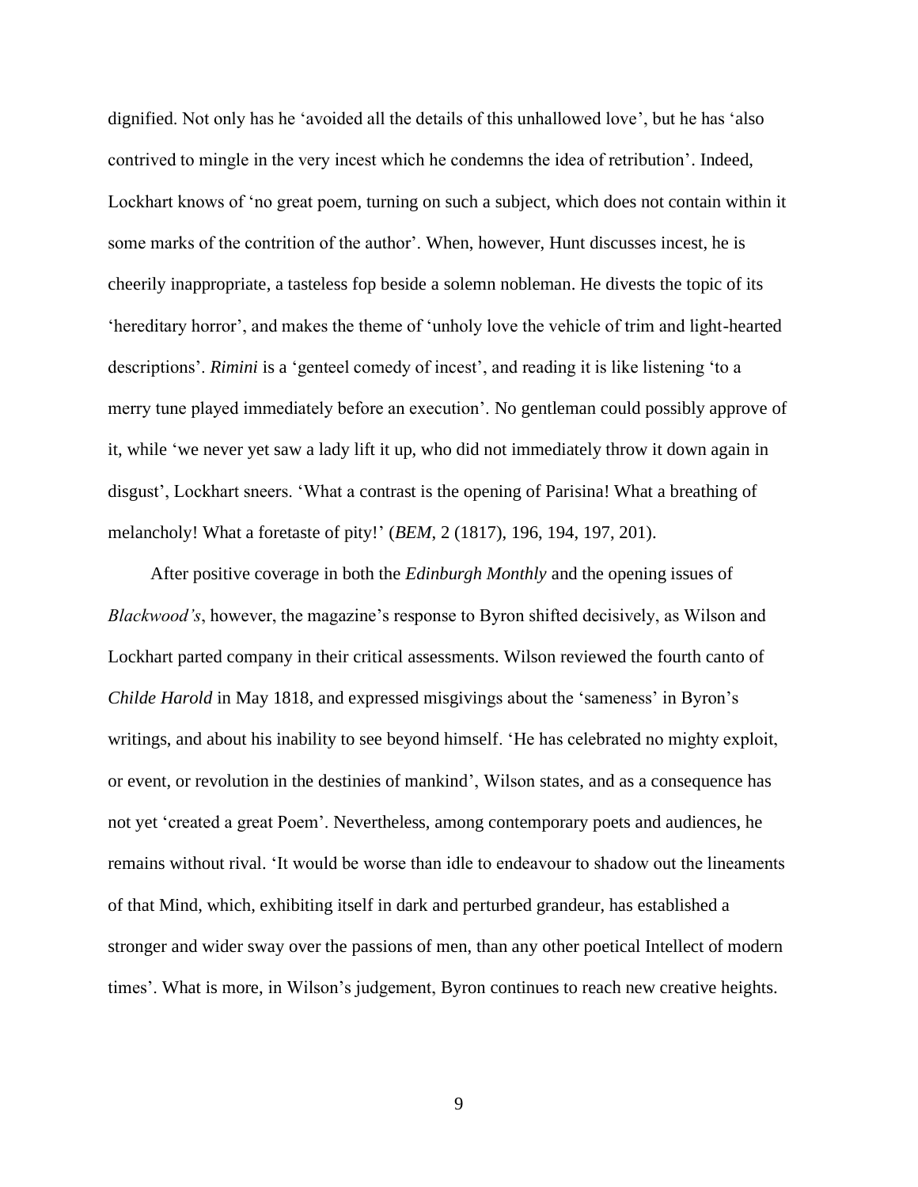dignified. Not only has he 'avoided all the details of this unhallowed love', but he has 'also contrived to mingle in the very incest which he condemns the idea of retribution'. Indeed, Lockhart knows of 'no great poem, turning on such a subject, which does not contain within it some marks of the contrition of the author'. When, however, Hunt discusses incest, he is cheerily inappropriate, a tasteless fop beside a solemn nobleman. He divests the topic of its 'hereditary horror', and makes the theme of 'unholy love the vehicle of trim and light-hearted descriptions'. *Rimini* is a 'genteel comedy of incest', and reading it is like listening 'to a merry tune played immediately before an execution'. No gentleman could possibly approve of it, while 'we never yet saw a lady lift it up, who did not immediately throw it down again in disgust', Lockhart sneers. 'What a contrast is the opening of Parisina! What a breathing of melancholy! What a foretaste of pity!' (*BEM*, 2 (1817), 196, 194, 197, 201).

After positive coverage in both the *Edinburgh Monthly* and the opening issues of *Blackwood's*, however, the magazine's response to Byron shifted decisively, as Wilson and Lockhart parted company in their critical assessments. Wilson reviewed the fourth canto of *Childe Harold* in May 1818, and expressed misgivings about the 'sameness' in Byron's writings, and about his inability to see beyond himself. 'He has celebrated no mighty exploit, or event, or revolution in the destinies of mankind', Wilson states, and as a consequence has not yet 'created a great Poem'. Nevertheless, among contemporary poets and audiences, he remains without rival. 'It would be worse than idle to endeavour to shadow out the lineaments of that Mind, which, exhibiting itself in dark and perturbed grandeur, has established a stronger and wider sway over the passions of men, than any other poetical Intellect of modern times'. What is more, in Wilson's judgement, Byron continues to reach new creative heights.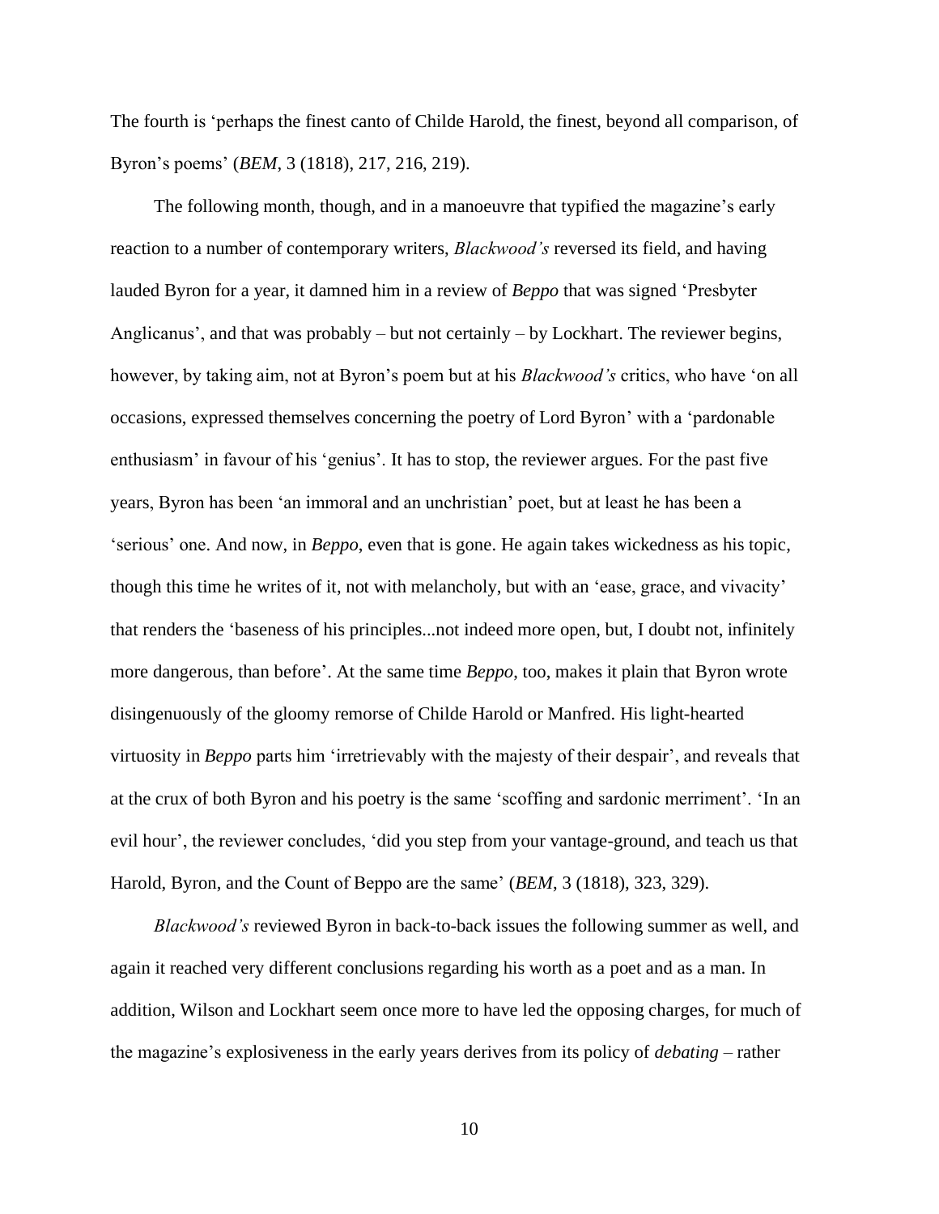The fourth is 'perhaps the finest canto of Childe Harold, the finest, beyond all comparison, of Byron's poems' (*BEM*, 3 (1818), 217, 216, 219).

The following month, though, and in a manoeuvre that typified the magazine's early reaction to a number of contemporary writers, *Blackwood's* reversed its field, and having lauded Byron for a year, it damned him in a review of *Beppo* that was signed 'Presbyter Anglicanus', and that was probably – but not certainly – by Lockhart. The reviewer begins, however, by taking aim, not at Byron's poem but at his *Blackwood's* critics, who have 'on all occasions, expressed themselves concerning the poetry of Lord Byron' with a 'pardonable enthusiasm' in favour of his 'genius'. It has to stop, the reviewer argues. For the past five years, Byron has been 'an immoral and an unchristian' poet, but at least he has been a 'serious' one. And now, in *Beppo*, even that is gone. He again takes wickedness as his topic, though this time he writes of it, not with melancholy, but with an 'ease, grace, and vivacity' that renders the 'baseness of his principles...not indeed more open, but, I doubt not, infinitely more dangerous, than before'. At the same time *Beppo*, too, makes it plain that Byron wrote disingenuously of the gloomy remorse of Childe Harold or Manfred. His light-hearted virtuosity in *Beppo* parts him 'irretrievably with the majesty of their despair', and reveals that at the crux of both Byron and his poetry is the same 'scoffing and sardonic merriment'. 'In an evil hour', the reviewer concludes, 'did you step from your vantage-ground, and teach us that Harold, Byron, and the Count of Beppo are the same' (*BEM*, 3 (1818), 323, 329).

*Blackwood's* reviewed Byron in back-to-back issues the following summer as well, and again it reached very different conclusions regarding his worth as a poet and as a man. In addition, Wilson and Lockhart seem once more to have led the opposing charges, for much of the magazine's explosiveness in the early years derives from its policy of *debating* – rather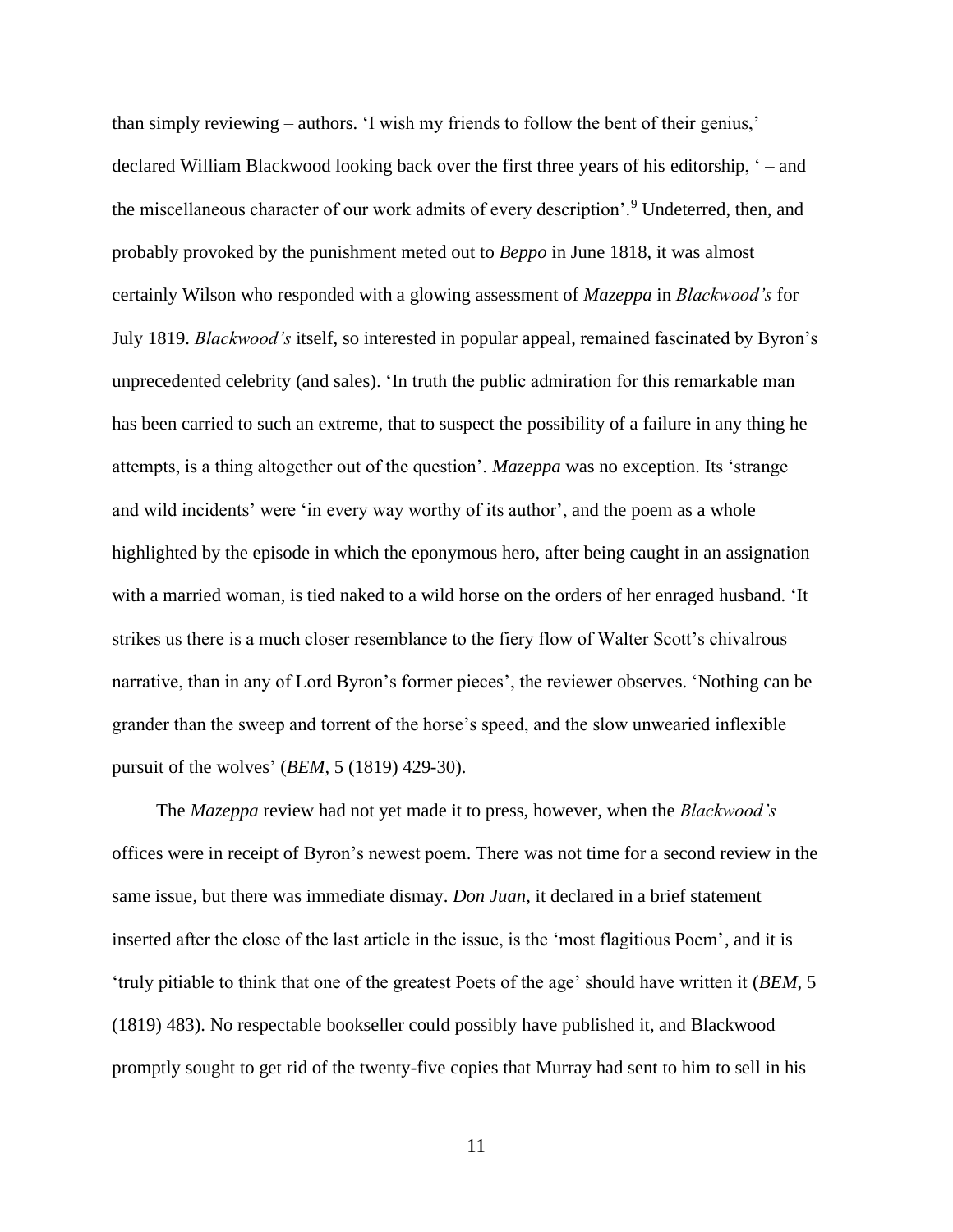than simply reviewing – authors. 'I wish my friends to follow the bent of their genius,' declared William Blackwood looking back over the first three years of his editorship, ' – and the miscellaneous character of our work admits of every description'.[9] Undeterred, then, and probably provoked by the punishment meted out to *Beppo* in June 1818, it was almost certainly Wilson who responded with a glowing assessment of *Mazeppa* in *Blackwood's* for July 1819. *Blackwood's* itself, so interested in popular appeal, remained fascinated by Byron's unprecedented celebrity (and sales). 'In truth the public admiration for this remarkable man has been carried to such an extreme, that to suspect the possibility of a failure in any thing he attempts, is a thing altogether out of the question'. *Mazeppa* was no exception. Its 'strange and wild incidents' were 'in every way worthy of its author', and the poem as a whole highlighted by the episode in which the eponymous hero, after being caught in an assignation with a married woman, is tied naked to a wild horse on the orders of her enraged husband. 'It strikes us there is a much closer resemblance to the fiery flow of Walter Scott's chivalrous narrative, than in any of Lord Byron's former pieces', the reviewer observes. 'Nothing can be grander than the sweep and torrent of the horse's speed, and the slow unwearied inflexible pursuit of the wolves' (*BEM*, 5 (1819) 429-30).

The *Mazeppa* review had not yet made it to press, however, when the *Blackwood's* offices were in receipt of Byron's newest poem. There was not time for a second review in the same issue, but there was immediate dismay. *Don Juan*, it declared in a brief statement inserted after the close of the last article in the issue, is the 'most flagitious Poem', and it is 'truly pitiable to think that one of the greatest Poets of the age' should have written it (*BEM*, 5 (1819) 483). No respectable bookseller could possibly have published it, and Blackwood promptly sought to get rid of the twenty-five copies that Murray had sent to him to sell in his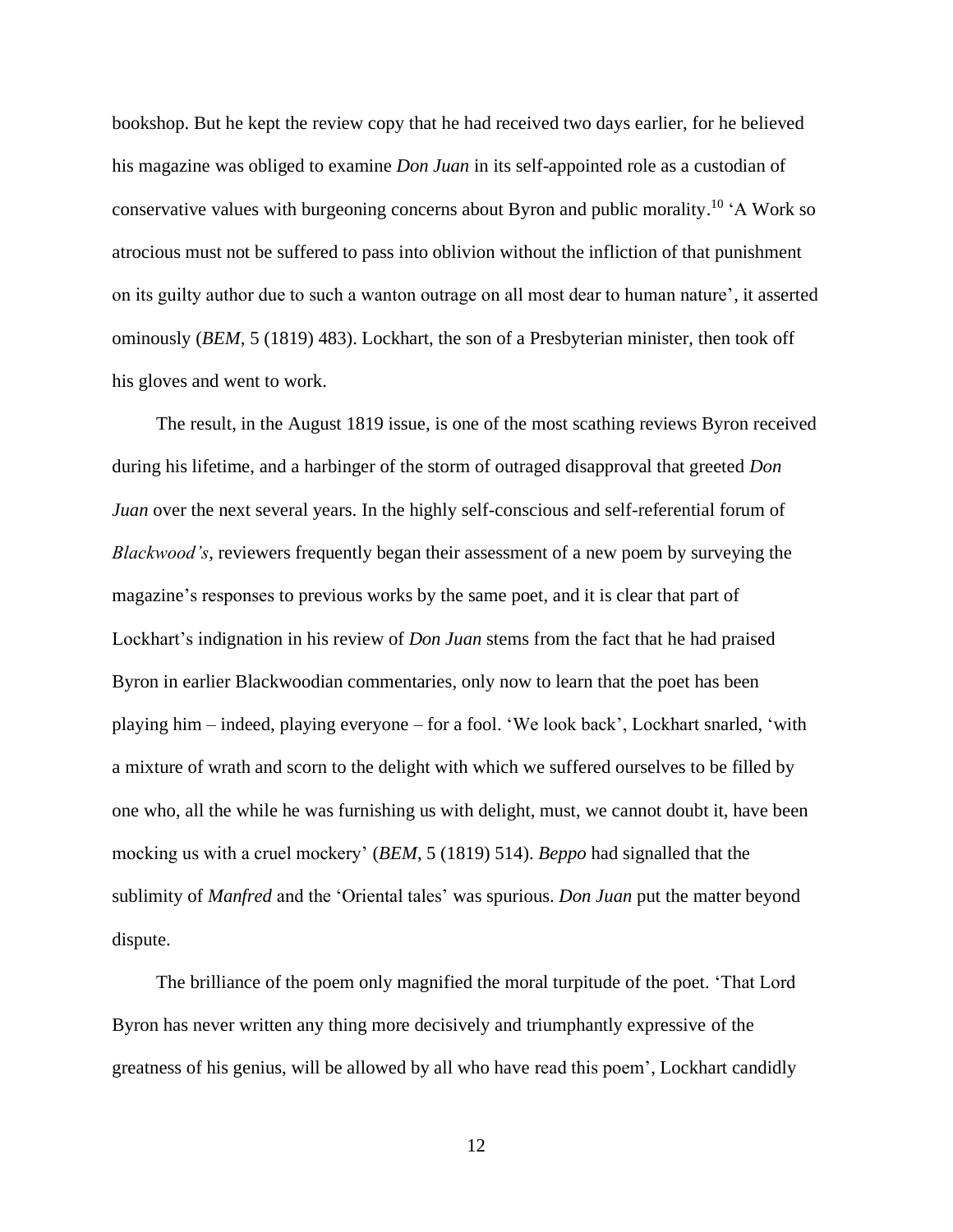bookshop. But he kept the review copy that he had received two days earlier, for he believed his magazine was obliged to examine *Don Juan* in its self-appointed role as a custodian of conservative values with burgeoning concerns about Byron and public morality.[10] 'A Work so atrocious must not be suffered to pass into oblivion without the infliction of that punishment on its guilty author due to such a wanton outrage on all most dear to human nature', it asserted ominously (*BEM*, 5 (1819) 483). Lockhart, the son of a Presbyterian minister, then took off his gloves and went to work.

The result, in the August 1819 issue, is one of the most scathing reviews Byron received during his lifetime, and a harbinger of the storm of outraged disapproval that greeted *Don Juan* over the next several years. In the highly self-conscious and self-referential forum of *Blackwood's*, reviewers frequently began their assessment of a new poem by surveying the magazine's responses to previous works by the same poet, and it is clear that part of Lockhart's indignation in his review of *Don Juan* stems from the fact that he had praised Byron in earlier Blackwoodian commentaries, only now to learn that the poet has been playing him – indeed, playing everyone – for a fool. 'We look back', Lockhart snarled, 'with a mixture of wrath and scorn to the delight with which we suffered ourselves to be filled by one who, all the while he was furnishing us with delight, must, we cannot doubt it, have been mocking us with a cruel mockery' (*BEM*, 5 (1819) 514). *Beppo* had signalled that the sublimity of *Manfred* and the 'Oriental tales' was spurious. *Don Juan* put the matter beyond dispute.

The brilliance of the poem only magnified the moral turpitude of the poet. 'That Lord Byron has never written any thing more decisively and triumphantly expressive of the greatness of his genius, will be allowed by all who have read this poem', Lockhart candidly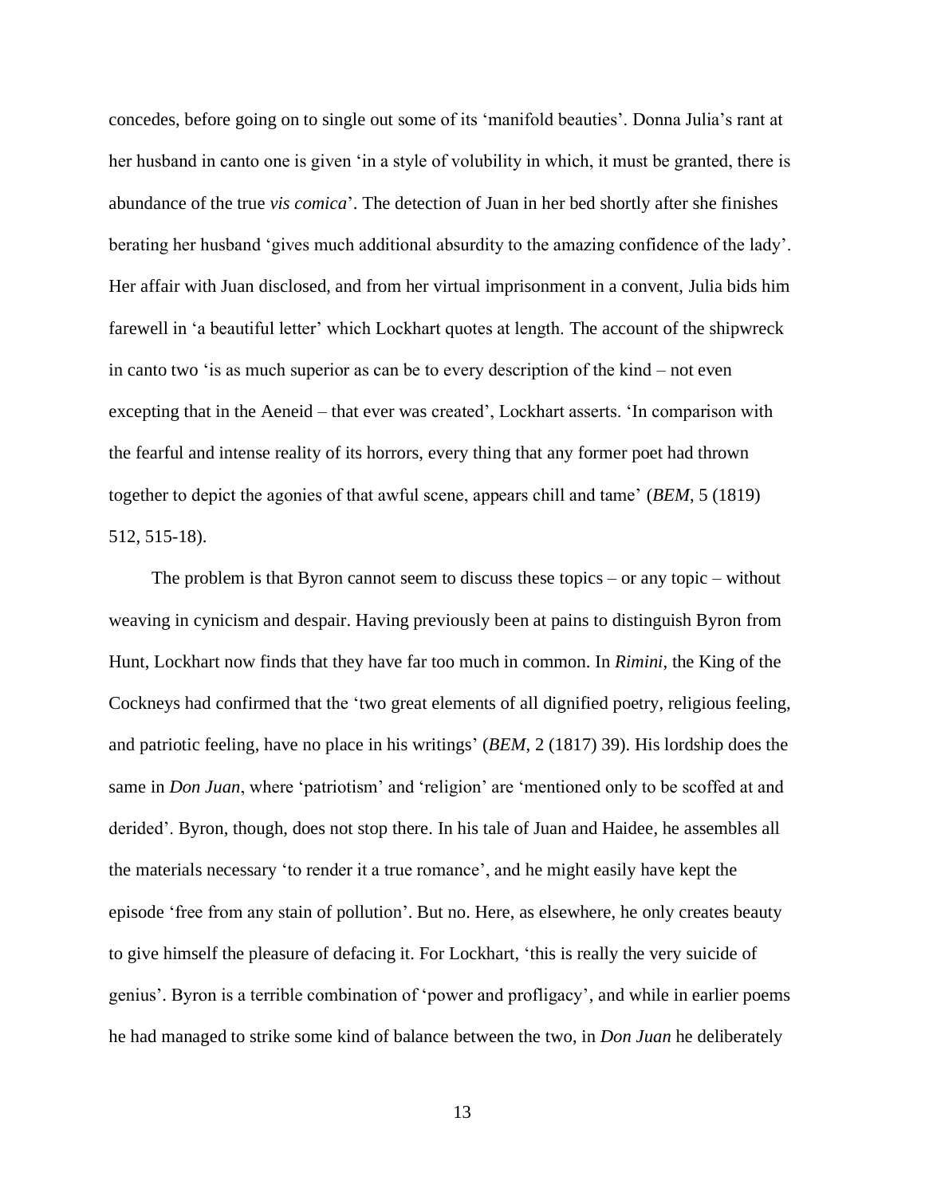concedes, before going on to single out some of its 'manifold beauties'. Donna Julia's rant at her husband in canto one is given 'in a style of volubility in which, it must be granted, there is abundance of the true *vis comica*'. The detection of Juan in her bed shortly after she finishes berating her husband 'gives much additional absurdity to the amazing confidence of the lady'. Her affair with Juan disclosed, and from her virtual imprisonment in a convent, Julia bids him farewell in 'a beautiful letter' which Lockhart quotes at length. The account of the shipwreck in canto two 'is as much superior as can be to every description of the kind – not even excepting that in the Aeneid – that ever was created', Lockhart asserts. 'In comparison with the fearful and intense reality of its horrors, every thing that any former poet had thrown together to depict the agonies of that awful scene, appears chill and tame' (*BEM*, 5 (1819) 512, 515-18).

The problem is that Byron cannot seem to discuss these topics – or any topic – without weaving in cynicism and despair. Having previously been at pains to distinguish Byron from Hunt, Lockhart now finds that they have far too much in common. In *Rimini*, the King of the Cockneys had confirmed that the 'two great elements of all dignified poetry, religious feeling, and patriotic feeling, have no place in his writings' (*BEM*, 2 (1817) 39). His lordship does the same in *Don Juan*, where 'patriotism' and 'religion' are 'mentioned only to be scoffed at and derided'. Byron, though, does not stop there. In his tale of Juan and Haidee, he assembles all the materials necessary 'to render it a true romance', and he might easily have kept the episode 'free from any stain of pollution'. But no. Here, as elsewhere, he only creates beauty to give himself the pleasure of defacing it. For Lockhart, 'this is really the very suicide of genius'. Byron is a terrible combination of 'power and profligacy', and while in earlier poems he had managed to strike some kind of balance between the two, in *Don Juan* he deliberately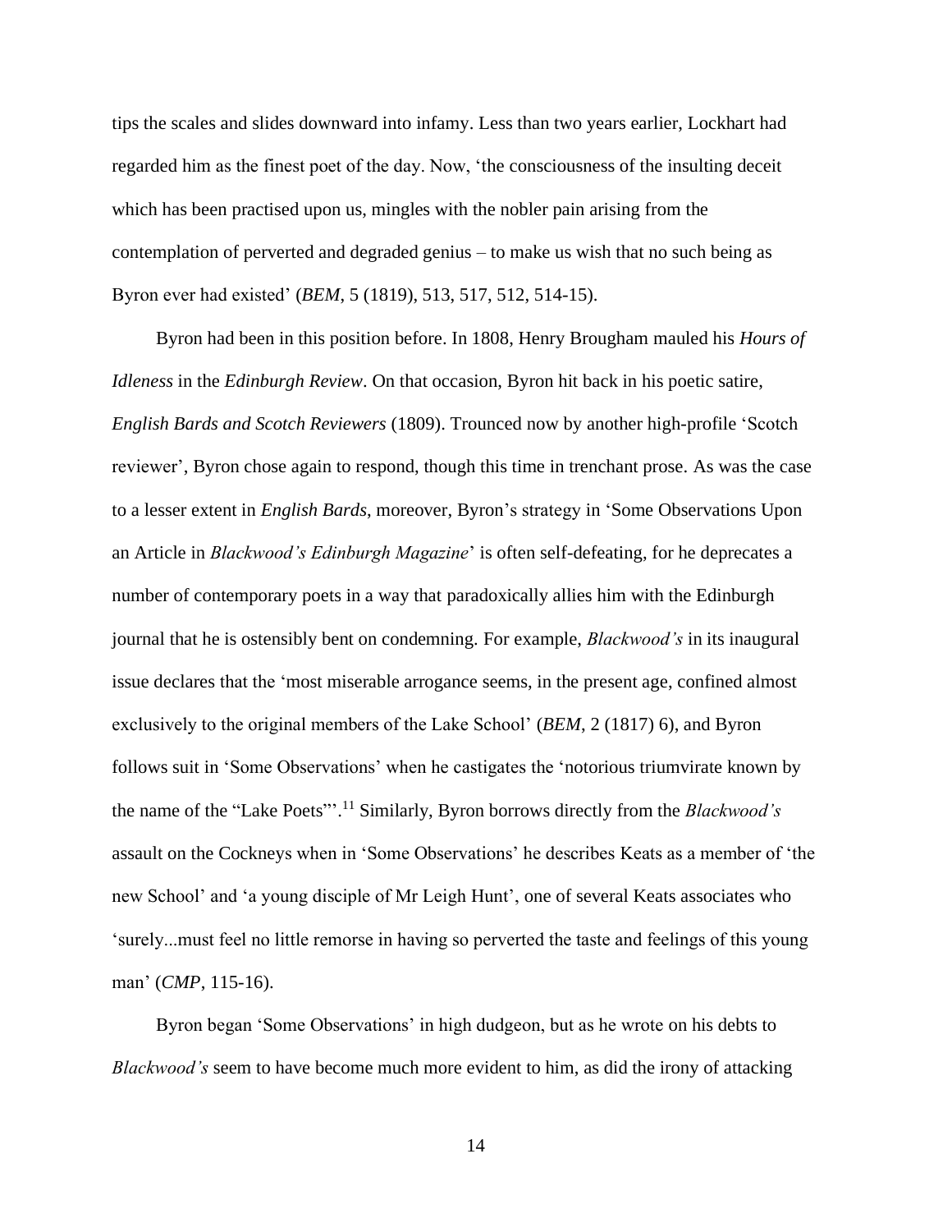tips the scales and slides downward into infamy. Less than two years earlier, Lockhart had regarded him as the finest poet of the day. Now, 'the consciousness of the insulting deceit which has been practised upon us, mingles with the nobler pain arising from the contemplation of perverted and degraded genius – to make us wish that no such being as Byron ever had existed' (*BEM*, 5 (1819), 513, 517, 512, 514-15).

Byron had been in this position before. In 1808, Henry Brougham mauled his *Hours of Idleness* in the *Edinburgh Review*. On that occasion, Byron hit back in his poetic satire, *English Bards and Scotch Reviewers* (1809). Trounced now by another high-profile 'Scotch reviewer', Byron chose again to respond, though this time in trenchant prose. As was the case to a lesser extent in *English Bards*, moreover, Byron's strategy in 'Some Observations Upon an Article in *Blackwood's Edinburgh Magazine*' is often self-defeating, for he deprecates a number of contemporary poets in a way that paradoxically allies him with the Edinburgh journal that he is ostensibly bent on condemning. For example, *Blackwood's* in its inaugural issue declares that the 'most miserable arrogance seems, in the present age, confined almost exclusively to the original members of the Lake School' (*BEM*, 2 (1817) 6), and Byron follows suit in 'Some Observations' when he castigates the 'notorious triumvirate known by the name of the "Lake Poets"'.[11] Similarly, Byron borrows directly from the *Blackwood's* assault on the Cockneys when in 'Some Observations' he describes Keats as a member of 'the new School' and 'a young disciple of Mr Leigh Hunt', one of several Keats associates who 'surely...must feel no little remorse in having so perverted the taste and feelings of this young man' (*CMP*, 115-16).

Byron began 'Some Observations' in high dudgeon, but as he wrote on his debts to *Blackwood's* seem to have become much more evident to him, as did the irony of attacking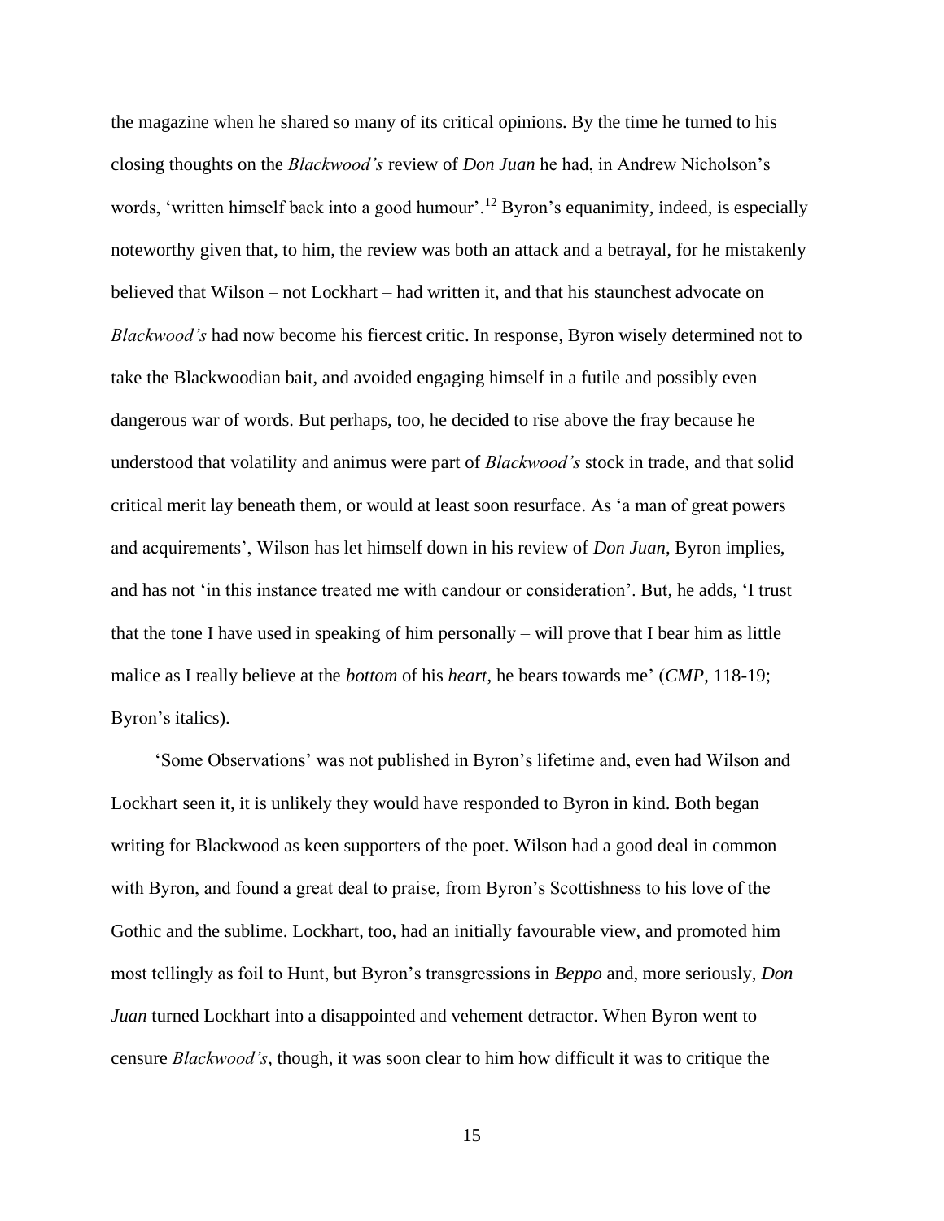the magazine when he shared so many of its critical opinions. By the time he turned to his closing thoughts on the *Blackwood's* review of *Don Juan* he had, in Andrew Nicholson's words, 'written himself back into a good humour'.[12] Byron's equanimity, indeed, is especially noteworthy given that, to him, the review was both an attack and a betrayal, for he mistakenly believed that Wilson – not Lockhart – had written it, and that his staunchest advocate on *Blackwood's* had now become his fiercest critic. In response, Byron wisely determined not to take the Blackwoodian bait, and avoided engaging himself in a futile and possibly even dangerous war of words. But perhaps, too, he decided to rise above the fray because he understood that volatility and animus were part of *Blackwood's* stock in trade, and that solid critical merit lay beneath them, or would at least soon resurface. As 'a man of great powers and acquirements', Wilson has let himself down in his review of *Don Juan*, Byron implies, and has not 'in this instance treated me with candour or consideration'. But, he adds, 'I trust that the tone I have used in speaking of him personally – will prove that I bear him as little malice as I really believe at the *bottom* of his *heart*, he bears towards me' (*CMP*, 118-19; Byron's italics).

'Some Observations' was not published in Byron's lifetime and, even had Wilson and Lockhart seen it, it is unlikely they would have responded to Byron in kind. Both began writing for Blackwood as keen supporters of the poet. Wilson had a good deal in common with Byron, and found a great deal to praise, from Byron's Scottishness to his love of the Gothic and the sublime. Lockhart, too, had an initially favourable view, and promoted him most tellingly as foil to Hunt, but Byron's transgressions in *Beppo* and, more seriously, *Don Juan* turned Lockhart into a disappointed and vehement detractor. When Byron went to censure *Blackwood's*, though, it was soon clear to him how difficult it was to critique the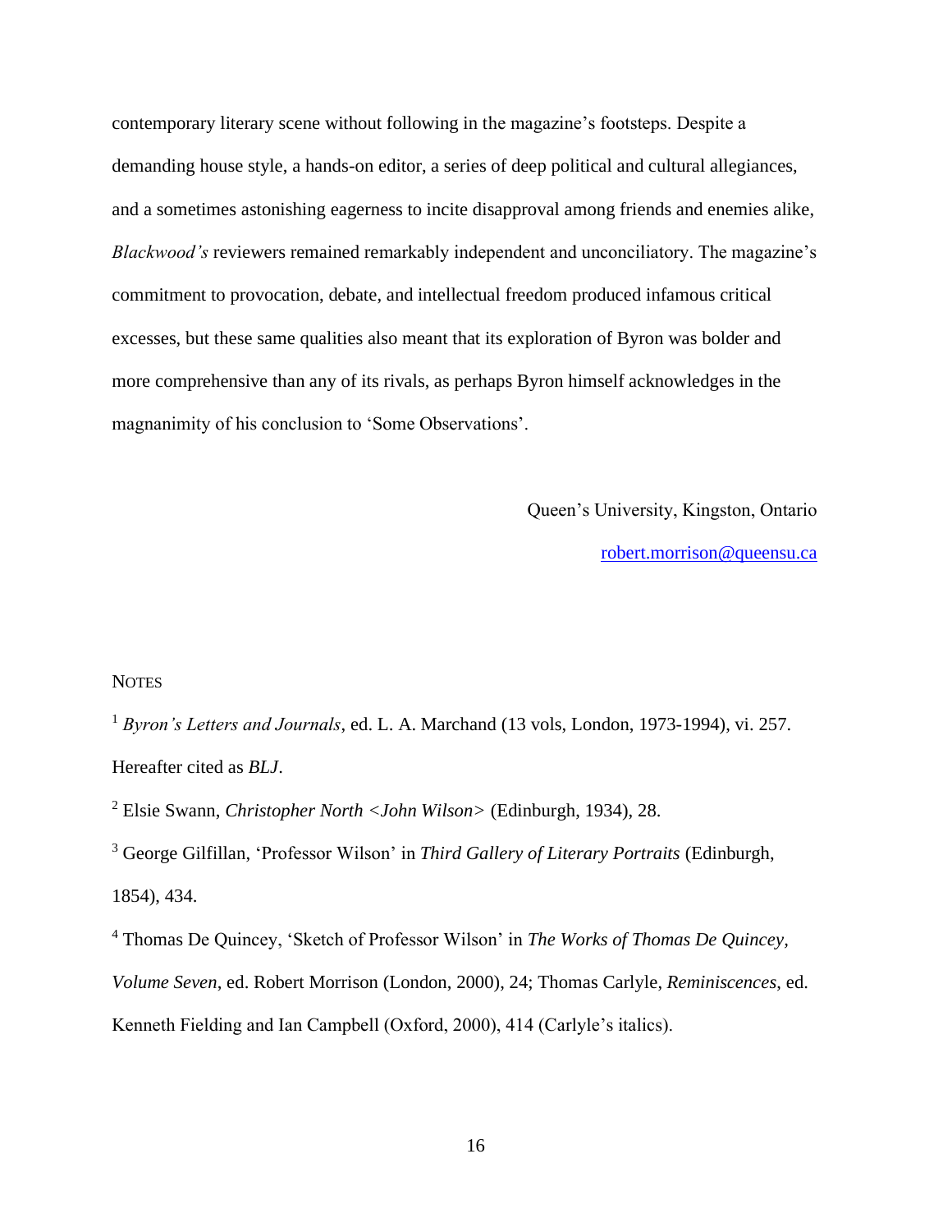contemporary literary scene without following in the magazine's footsteps. Despite a demanding house style, a hands-on editor, a series of deep political and cultural allegiances, and a sometimes astonishing eagerness to incite disapproval among friends and enemies alike, *Blackwood's* reviewers remained remarkably independent and unconciliatory. The magazine's commitment to provocation, debate, and intellectual freedom produced infamous critical excesses, but these same qualities also meant that its exploration of Byron was bolder and more comprehensive than any of its rivals, as perhaps Byron himself acknowledges in the magnanimity of his conclusion to 'Some Observations'.

Queen's University, Kingston, Ontario

robert.morrison@queensu.ca

## NOTES

[1] *Byron's Letters and Journals*, ed. L. A. Marchand (13 vols, London, 1973-1994), vi. 257. Hereafter cited as *BLJ*.

[2] Elsie Swann, *Christopher North <John Wilson>* (Edinburgh, 1934), 28.

[3] George Gilfillan, 'Professor Wilson' in *Third Gallery of Literary Portraits* (Edinburgh, 1854), 434.

[4] Thomas De Quincey, 'Sketch of Professor Wilson' in *The Works of Thomas De Quincey, Volume Seven*, ed. Robert Morrison (London, 2000), 24; Thomas Carlyle, *Reminiscences*, ed. Kenneth Fielding and Ian Campbell (Oxford, 2000), 414 (Carlyle's italics).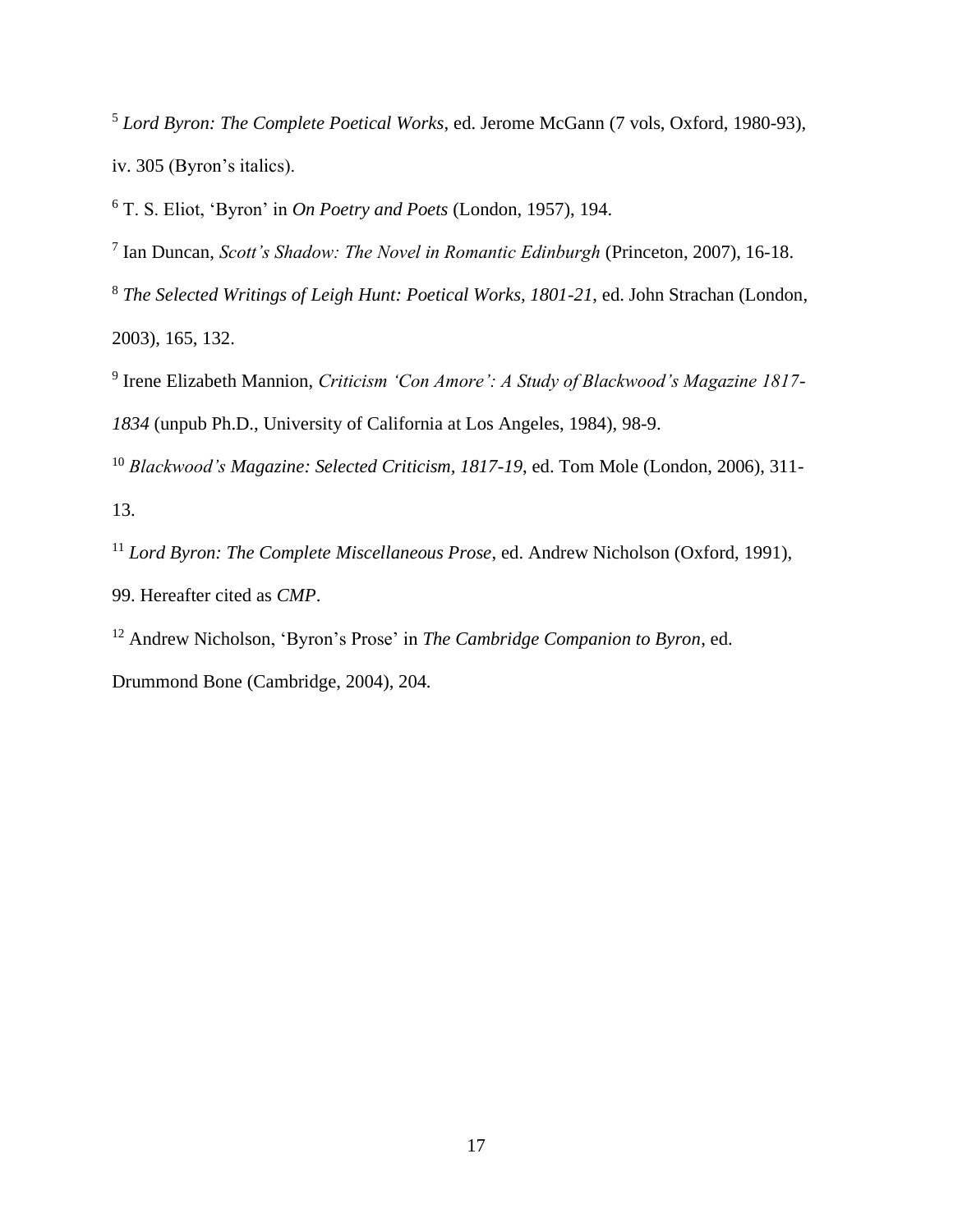[5] *Lord Byron: The Complete Poetical Works*, ed. Jerome McGann (7 vols, Oxford, 1980-93), iv. 305 (Byron's italics).

[6] T. S. Eliot, 'Byron' in *On Poetry and Poets* (London, 1957), 194.

[7] Ian Duncan, *Scott's Shadow: The Novel in Romantic Edinburgh* (Princeton, 2007), 16-18.

[8] *The Selected Writings of Leigh Hunt: Poetical Works, 1801-21*, ed. John Strachan (London, 2003), 165, 132.

[9] Irene Elizabeth Mannion, *Criticism 'Con Amore': A Study of Blackwood's Magazine 1817-1834* (unpub Ph.D., University of California at Los Angeles, 1984), 98-9.

[10] *Blackwood's Magazine: Selected Criticism, 1817-19*, ed. Tom Mole (London, 2006), 311-13.

[11] *Lord Byron: The Complete Miscellaneous Prose*, ed. Andrew Nicholson (Oxford, 1991), 99. Hereafter cited as *CMP*.

[12] Andrew Nicholson, 'Byron's Prose' in *The Cambridge Companion to Byron*, ed. Drummond Bone (Cambridge, 2004), 204.